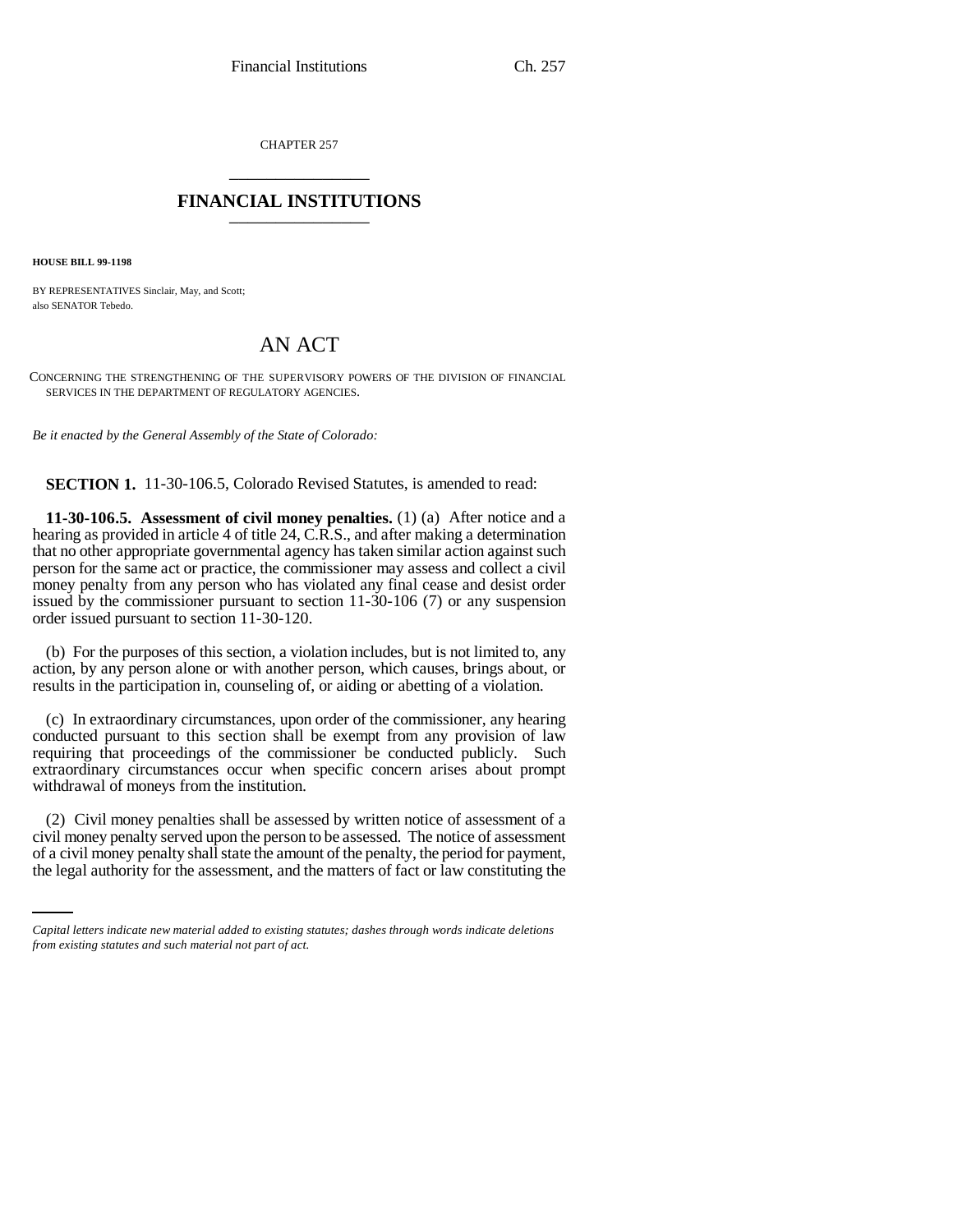CHAPTER 257

# FINANCIAL INSTITUTIONS

**HOUSE BILL 99-1198**

BY REPRESENTATIVES Sinclair, May, and Scott;
also SENATOR Tebedo.

# AN ACT

CONCERNING THE STRENGTHENING OF THE SUPERVISORY POWERS OF THE DIVISION OF FINANCIAL SERVICES IN THE DEPARTMENT OF REGULATORY AGENCIES.

*Be it enacted by the General Assembly of the State of Colorado:*

**SECTION 1.** 11-30-106.5, Colorado Revised Statutes, is amended to read:

**11-30-106.5. Assessment of civil money penalties.** (1) (a) After notice and a hearing as provided in article 4 of title 24, C.R.S., and after making a determination that no other appropriate governmental agency has taken similar action against such person for the same act or practice, the commissioner may assess and collect a civil money penalty from any person who has violated any final cease and desist order issued by the commissioner pursuant to section 11-30-106 (7) or any suspension order issued pursuant to section 11-30-120.

(b) For the purposes of this section, a violation includes, but is not limited to, any action, by any person alone or with another person, which causes, brings about, or results in the participation in, counseling of, or aiding or abetting of a violation.

(c) In extraordinary circumstances, upon order of the commissioner, any hearing conducted pursuant to this section shall be exempt from any provision of law requiring that proceedings of the commissioner be conducted publicly. Such extraordinary circumstances occur when specific concern arises about prompt withdrawal of moneys from the institution.

(2) Civil money penalties shall be assessed by written notice of assessment of a civil money penalty served upon the person to be assessed. The notice of assessment of a civil money penalty shall state the amount of the penalty, the period for payment, the legal authority for the assessment, and the matters of fact or law constituting the

*Capital letters indicate new material added to existing statutes; dashes through words indicate deletions from existing statutes and such material not part of act.*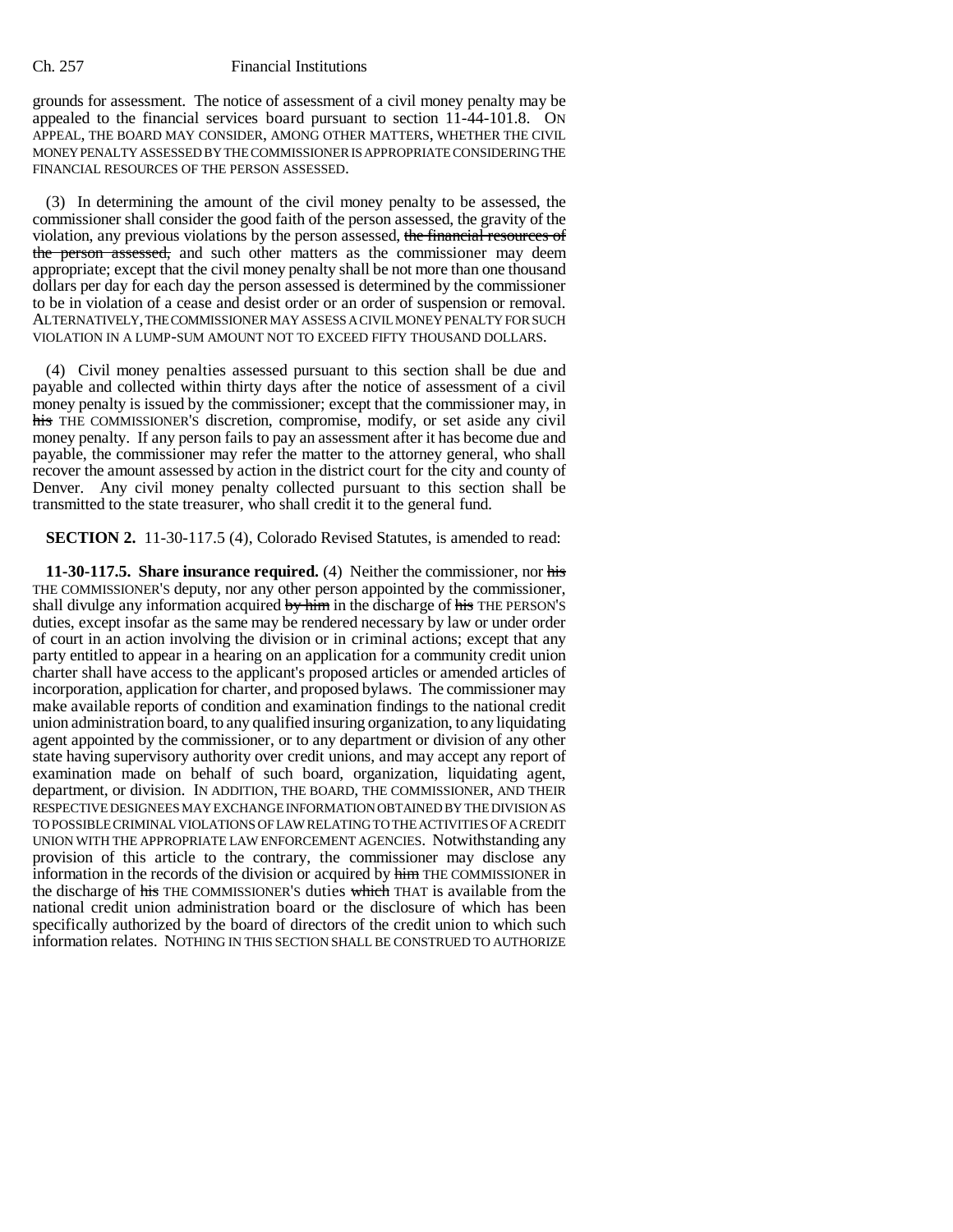grounds for assessment. The notice of assessment of a civil money penalty may be appealed to the financial services board pursuant to section 11-44-101.8. ON APPEAL, THE BOARD MAY CONSIDER, AMONG OTHER MATTERS, WHETHER THE CIVIL MONEY PENALTY ASSESSED BY THE COMMISSIONER IS APPROPRIATE CONSIDERING THE FINANCIAL RESOURCES OF THE PERSON ASSESSED.

(3) In determining the amount of the civil money penalty to be assessed, the commissioner shall consider the good faith of the person assessed, the gravity of the violation, any previous violations by the person assessed, ~~the financial resources of the person assessed,~~ and such other matters as the commissioner may deem appropriate; except that the civil money penalty shall be not more than one thousand dollars per day for each day the person assessed is determined by the commissioner to be in violation of a cease and desist order or an order of suspension or removal. ALTERNATIVELY, THE COMMISSIONER MAY ASSESS A CIVIL MONEY PENALTY FOR SUCH VIOLATION IN A LUMP-SUM AMOUNT NOT TO EXCEED FIFTY THOUSAND DOLLARS.

(4) Civil money penalties assessed pursuant to this section shall be due and payable and collected within thirty days after the notice of assessment of a civil money penalty is issued by the commissioner; except that the commissioner may, in ~~his~~ THE COMMISSIONER'S discretion, compromise, modify, or set aside any civil money penalty. If any person fails to pay an assessment after it has become due and payable, the commissioner may refer the matter to the attorney general, who shall recover the amount assessed by action in the district court for the city and county of Denver. Any civil money penalty collected pursuant to this section shall be transmitted to the state treasurer, who shall credit it to the general fund.

**SECTION 2.** 11-30-117.5 (4), Colorado Revised Statutes, is amended to read:

**11-30-117.5. Share insurance required.** (4) Neither the commissioner, nor ~~his~~ THE COMMISSIONER'S deputy, nor any other person appointed by the commissioner, shall divulge any information acquired ~~by him~~ in the discharge of ~~his~~ THE PERSON'S duties, except insofar as the same may be rendered necessary by law or under order of court in an action involving the division or in criminal actions; except that any party entitled to appear in a hearing on an application for a community credit union charter shall have access to the applicant's proposed articles or amended articles of incorporation, application for charter, and proposed bylaws. The commissioner may make available reports of condition and examination findings to the national credit union administration board, to any qualified insuring organization, to any liquidating agent appointed by the commissioner, or to any department or division of any other state having supervisory authority over credit unions, and may accept any report of examination made on behalf of such board, organization, liquidating agent, department, or division. IN ADDITION, THE BOARD, THE COMMISSIONER, AND THEIR RESPECTIVE DESIGNEES MAY EXCHANGE INFORMATION OBTAINED BY THE DIVISION AS TO POSSIBLE CRIMINAL VIOLATIONS OF LAW RELATING TO THE ACTIVITIES OF A CREDIT UNION WITH THE APPROPRIATE LAW ENFORCEMENT AGENCIES. Notwithstanding any provision of this article to the contrary, the commissioner may disclose any information in the records of the division or acquired by ~~him~~ THE COMMISSIONER in the discharge of ~~his~~ THE COMMISSIONER'S duties ~~which~~ THAT is available from the national credit union administration board or the disclosure of which has been specifically authorized by the board of directors of the credit union to which such information relates. NOTHING IN THIS SECTION SHALL BE CONSTRUED TO AUTHORIZE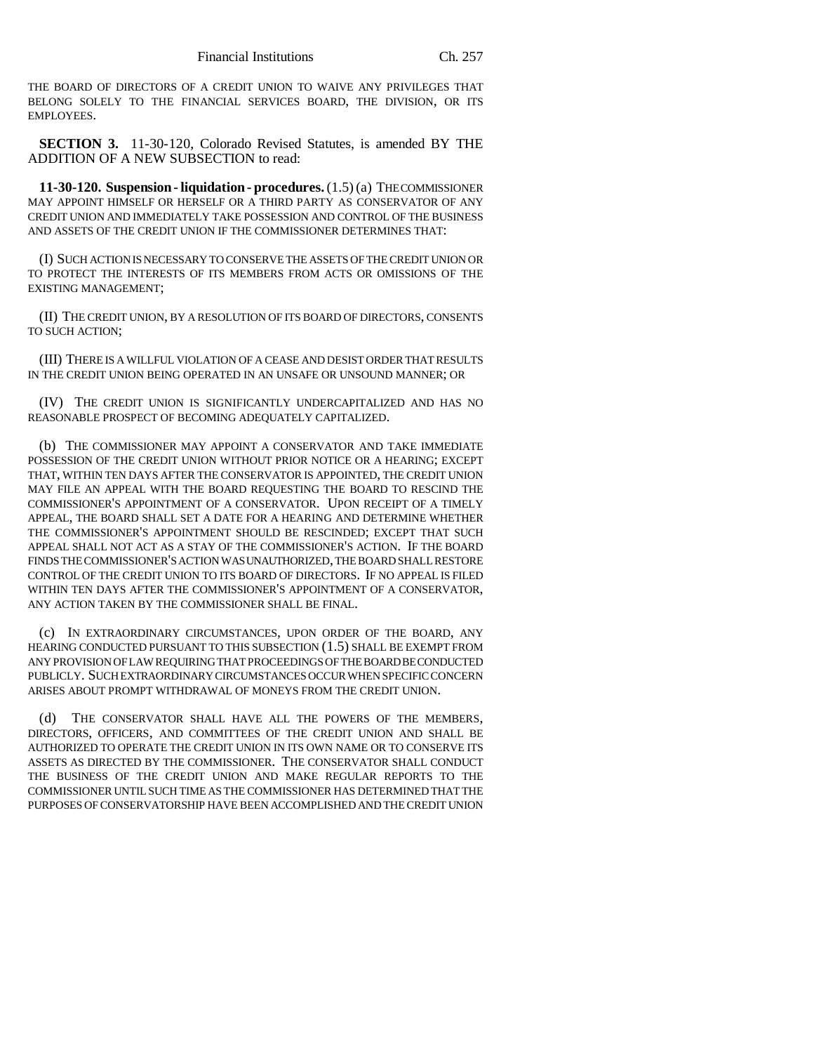THE BOARD OF DIRECTORS OF A CREDIT UNION TO WAIVE ANY PRIVILEGES THAT BELONG SOLELY TO THE FINANCIAL SERVICES BOARD, THE DIVISION, OR ITS EMPLOYEES.

**SECTION 3.** 11-30-120, Colorado Revised Statutes, is amended BY THE ADDITION OF A NEW SUBSECTION to read:

**11-30-120. Suspension - liquidation - procedures.** (1.5) (a) THE COMMISSIONER MAY APPOINT HIMSELF OR HERSELF OR A THIRD PARTY AS CONSERVATOR OF ANY CREDIT UNION AND IMMEDIATELY TAKE POSSESSION AND CONTROL OF THE BUSINESS AND ASSETS OF THE CREDIT UNION IF THE COMMISSIONER DETERMINES THAT:

(I) SUCH ACTION IS NECESSARY TO CONSERVE THE ASSETS OF THE CREDIT UNION OR TO PROTECT THE INTERESTS OF ITS MEMBERS FROM ACTS OR OMISSIONS OF THE EXISTING MANAGEMENT;

(II) THE CREDIT UNION, BY A RESOLUTION OF ITS BOARD OF DIRECTORS, CONSENTS TO SUCH ACTION;

(III) THERE IS A WILLFUL VIOLATION OF A CEASE AND DESIST ORDER THAT RESULTS IN THE CREDIT UNION BEING OPERATED IN AN UNSAFE OR UNSOUND MANNER; OR

(IV) THE CREDIT UNION IS SIGNIFICANTLY UNDERCAPITALIZED AND HAS NO REASONABLE PROSPECT OF BECOMING ADEQUATELY CAPITALIZED.

(b) THE COMMISSIONER MAY APPOINT A CONSERVATOR AND TAKE IMMEDIATE POSSESSION OF THE CREDIT UNION WITHOUT PRIOR NOTICE OR A HEARING; EXCEPT THAT, WITHIN TEN DAYS AFTER THE CONSERVATOR IS APPOINTED, THE CREDIT UNION MAY FILE AN APPEAL WITH THE BOARD REQUESTING THE BOARD TO RESCIND THE COMMISSIONER'S APPOINTMENT OF A CONSERVATOR. UPON RECEIPT OF A TIMELY APPEAL, THE BOARD SHALL SET A DATE FOR A HEARING AND DETERMINE WHETHER THE COMMISSIONER'S APPOINTMENT SHOULD BE RESCINDED; EXCEPT THAT SUCH APPEAL SHALL NOT ACT AS A STAY OF THE COMMISSIONER'S ACTION. IF THE BOARD FINDS THE COMMISSIONER'S ACTION WAS UNAUTHORIZED, THE BOARD SHALL RESTORE CONTROL OF THE CREDIT UNION TO ITS BOARD OF DIRECTORS. IF NO APPEAL IS FILED WITHIN TEN DAYS AFTER THE COMMISSIONER'S APPOINTMENT OF A CONSERVATOR, ANY ACTION TAKEN BY THE COMMISSIONER SHALL BE FINAL.

(c) IN EXTRAORDINARY CIRCUMSTANCES, UPON ORDER OF THE BOARD, ANY HEARING CONDUCTED PURSUANT TO THIS SUBSECTION (1.5) SHALL BE EXEMPT FROM ANY PROVISION OF LAW REQUIRING THAT PROCEEDINGS OF THE BOARD BE CONDUCTED PUBLICLY. SUCH EXTRAORDINARY CIRCUMSTANCES OCCUR WHEN SPECIFIC CONCERN ARISES ABOUT PROMPT WITHDRAWAL OF MONEYS FROM THE CREDIT UNION.

(d) THE CONSERVATOR SHALL HAVE ALL THE POWERS OF THE MEMBERS, DIRECTORS, OFFICERS, AND COMMITTEES OF THE CREDIT UNION AND SHALL BE AUTHORIZED TO OPERATE THE CREDIT UNION IN ITS OWN NAME OR TO CONSERVE ITS ASSETS AS DIRECTED BY THE COMMISSIONER. THE CONSERVATOR SHALL CONDUCT THE BUSINESS OF THE CREDIT UNION AND MAKE REGULAR REPORTS TO THE COMMISSIONER UNTIL SUCH TIME AS THE COMMISSIONER HAS DETERMINED THAT THE PURPOSES OF CONSERVATORSHIP HAVE BEEN ACCOMPLISHED AND THE CREDIT UNION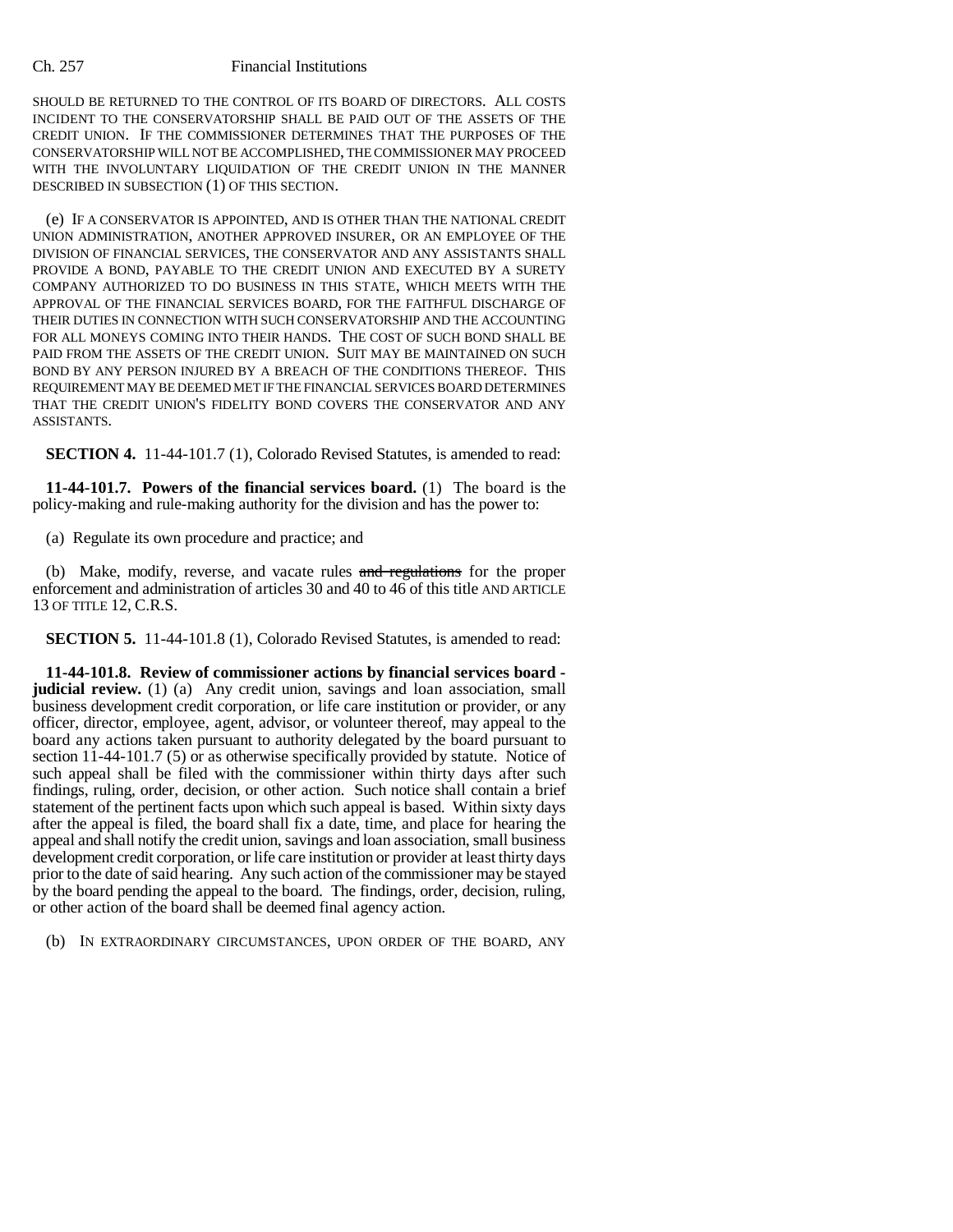SHOULD BE RETURNED TO THE CONTROL OF ITS BOARD OF DIRECTORS. ALL COSTS INCIDENT TO THE CONSERVATORSHIP SHALL BE PAID OUT OF THE ASSETS OF THE CREDIT UNION. IF THE COMMISSIONER DETERMINES THAT THE PURPOSES OF THE CONSERVATORSHIP WILL NOT BE ACCOMPLISHED, THE COMMISSIONER MAY PROCEED WITH THE INVOLUNTARY LIQUIDATION OF THE CREDIT UNION IN THE MANNER DESCRIBED IN SUBSECTION (1) OF THIS SECTION.

(e) IF A CONSERVATOR IS APPOINTED, AND IS OTHER THAN THE NATIONAL CREDIT UNION ADMINISTRATION, ANOTHER APPROVED INSURER, OR AN EMPLOYEE OF THE DIVISION OF FINANCIAL SERVICES, THE CONSERVATOR AND ANY ASSISTANTS SHALL PROVIDE A BOND, PAYABLE TO THE CREDIT UNION AND EXECUTED BY A SURETY COMPANY AUTHORIZED TO DO BUSINESS IN THIS STATE, WHICH MEETS WITH THE APPROVAL OF THE FINANCIAL SERVICES BOARD, FOR THE FAITHFUL DISCHARGE OF THEIR DUTIES IN CONNECTION WITH SUCH CONSERVATORSHIP AND THE ACCOUNTING FOR ALL MONEYS COMING INTO THEIR HANDS. THE COST OF SUCH BOND SHALL BE PAID FROM THE ASSETS OF THE CREDIT UNION. SUIT MAY BE MAINTAINED ON SUCH BOND BY ANY PERSON INJURED BY A BREACH OF THE CONDITIONS THEREOF. THIS REQUIREMENT MAY BE DEEMED MET IF THE FINANCIAL SERVICES BOARD DETERMINES THAT THE CREDIT UNION'S FIDELITY BOND COVERS THE CONSERVATOR AND ANY ASSISTANTS.

**SECTION 4.** 11-44-101.7 (1), Colorado Revised Statutes, is amended to read:

**11-44-101.7. Powers of the financial services board.** (1) The board is the policy-making and rule-making authority for the division and has the power to:

(a) Regulate its own procedure and practice; and

(b) Make, modify, reverse, and vacate rules ~~and regulations~~ for the proper enforcement and administration of articles 30 and 40 to 46 of this title AND ARTICLE 13 OF TITLE 12, C.R.S.

**SECTION 5.** 11-44-101.8 (1), Colorado Revised Statutes, is amended to read:

**11-44-101.8. Review of commissioner actions by financial services board - judicial review.** (1) (a) Any credit union, savings and loan association, small business development credit corporation, or life care institution or provider, or any officer, director, employee, agent, advisor, or volunteer thereof, may appeal to the board any actions taken pursuant to authority delegated by the board pursuant to section 11-44-101.7 (5) or as otherwise specifically provided by statute. Notice of such appeal shall be filed with the commissioner within thirty days after such findings, ruling, order, decision, or other action. Such notice shall contain a brief statement of the pertinent facts upon which such appeal is based. Within sixty days after the appeal is filed, the board shall fix a date, time, and place for hearing the appeal and shall notify the credit union, savings and loan association, small business development credit corporation, or life care institution or provider at least thirty days prior to the date of said hearing. Any such action of the commissioner may be stayed by the board pending the appeal to the board. The findings, order, decision, ruling, or other action of the board shall be deemed final agency action.

(b) IN EXTRAORDINARY CIRCUMSTANCES, UPON ORDER OF THE BOARD, ANY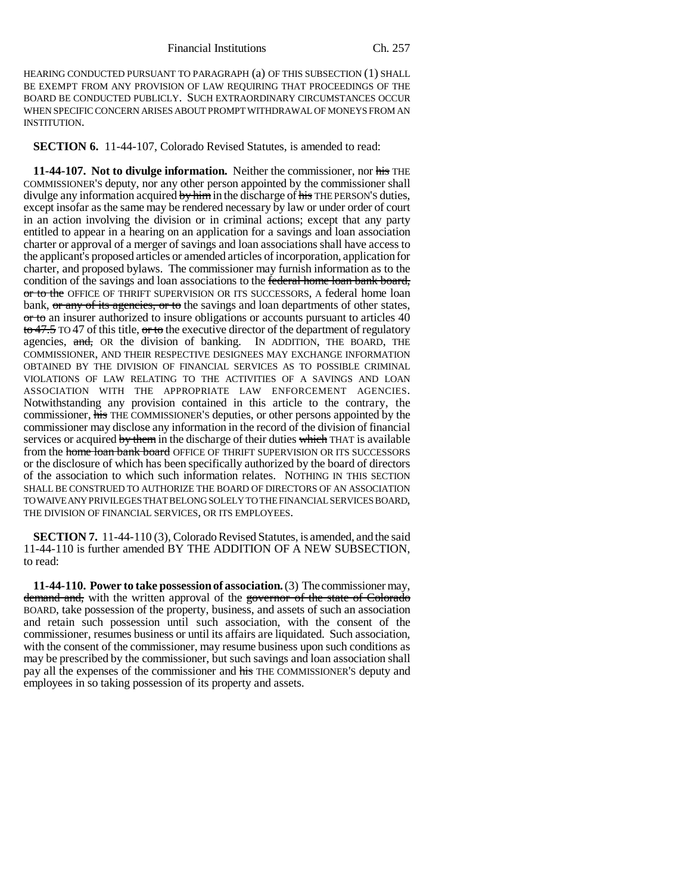HEARING CONDUCTED PURSUANT TO PARAGRAPH (a) OF THIS SUBSECTION (1) SHALL BE EXEMPT FROM ANY PROVISION OF LAW REQUIRING THAT PROCEEDINGS OF THE BOARD BE CONDUCTED PUBLICLY. SUCH EXTRAORDINARY CIRCUMSTANCES OCCUR WHEN SPECIFIC CONCERN ARISES ABOUT PROMPT WITHDRAWAL OF MONEYS FROM AN INSTITUTION.

**SECTION 6.** 11-44-107, Colorado Revised Statutes, is amended to read:

**11-44-107. Not to divulge information.** Neither the commissioner, nor ~~his~~ THE COMMISSIONER'S deputy, nor any other person appointed by the commissioner shall divulge any information acquired ~~by him~~ in the discharge of ~~his~~ THE PERSON'S duties, except insofar as the same may be rendered necessary by law or under order of court in an action involving the division or in criminal actions; except that any party entitled to appear in a hearing on an application for a savings and loan association charter or approval of a merger of savings and loan associations shall have access to the applicant's proposed articles or amended articles of incorporation, application for charter, and proposed bylaws. The commissioner may furnish information as to the condition of the savings and loan associations to the ~~federal home loan bank board, or to the~~ OFFICE OF THRIFT SUPERVISION OR ITS SUCCESSORS, A federal home loan bank, ~~or any of its agencies, or to~~ the savings and loan departments of other states, ~~or to~~ an insurer authorized to insure obligations or accounts pursuant to articles 40 ~~to 47.5~~ TO 47 of this title, ~~or to~~ the executive director of the department of regulatory agencies, ~~and,~~ OR the division of banking. IN ADDITION, THE BOARD, THE COMMISSIONER, AND THEIR RESPECTIVE DESIGNEES MAY EXCHANGE INFORMATION OBTAINED BY THE DIVISION OF FINANCIAL SERVICES AS TO POSSIBLE CRIMINAL VIOLATIONS OF LAW RELATING TO THE ACTIVITIES OF A SAVINGS AND LOAN ASSOCIATION WITH THE APPROPRIATE LAW ENFORCEMENT AGENCIES. Notwithstanding any provision contained in this article to the contrary, the commissioner, ~~his~~ THE COMMISSIONER'S deputies, or other persons appointed by the commissioner may disclose any information in the record of the division of financial services or acquired ~~by them~~ in the discharge of their duties ~~which~~ THAT is available from the ~~home loan bank board~~ OFFICE OF THRIFT SUPERVISION OR ITS SUCCESSORS or the disclosure of which has been specifically authorized by the board of directors of the association to which such information relates. NOTHING IN THIS SECTION SHALL BE CONSTRUED TO AUTHORIZE THE BOARD OF DIRECTORS OF AN ASSOCIATION TO WAIVE ANY PRIVILEGES THAT BELONG SOLELY TO THE FINANCIAL SERVICES BOARD, THE DIVISION OF FINANCIAL SERVICES, OR ITS EMPLOYEES.

**SECTION 7.** 11-44-110 (3), Colorado Revised Statutes, is amended, and the said 11-44-110 is further amended BY THE ADDITION OF A NEW SUBSECTION, to read:

**11-44-110. Power to take possession of association.** (3) The commissioner may, ~~demand and,~~ with the written approval of the ~~governor of the state of Colorado~~ BOARD, take possession of the property, business, and assets of such an association and retain such possession until such association, with the consent of the commissioner, resumes business or until its affairs are liquidated. Such association, with the consent of the commissioner, may resume business upon such conditions as may be prescribed by the commissioner, but such savings and loan association shall pay all the expenses of the commissioner and ~~his~~ THE COMMISSIONER'S deputy and employees in so taking possession of its property and assets.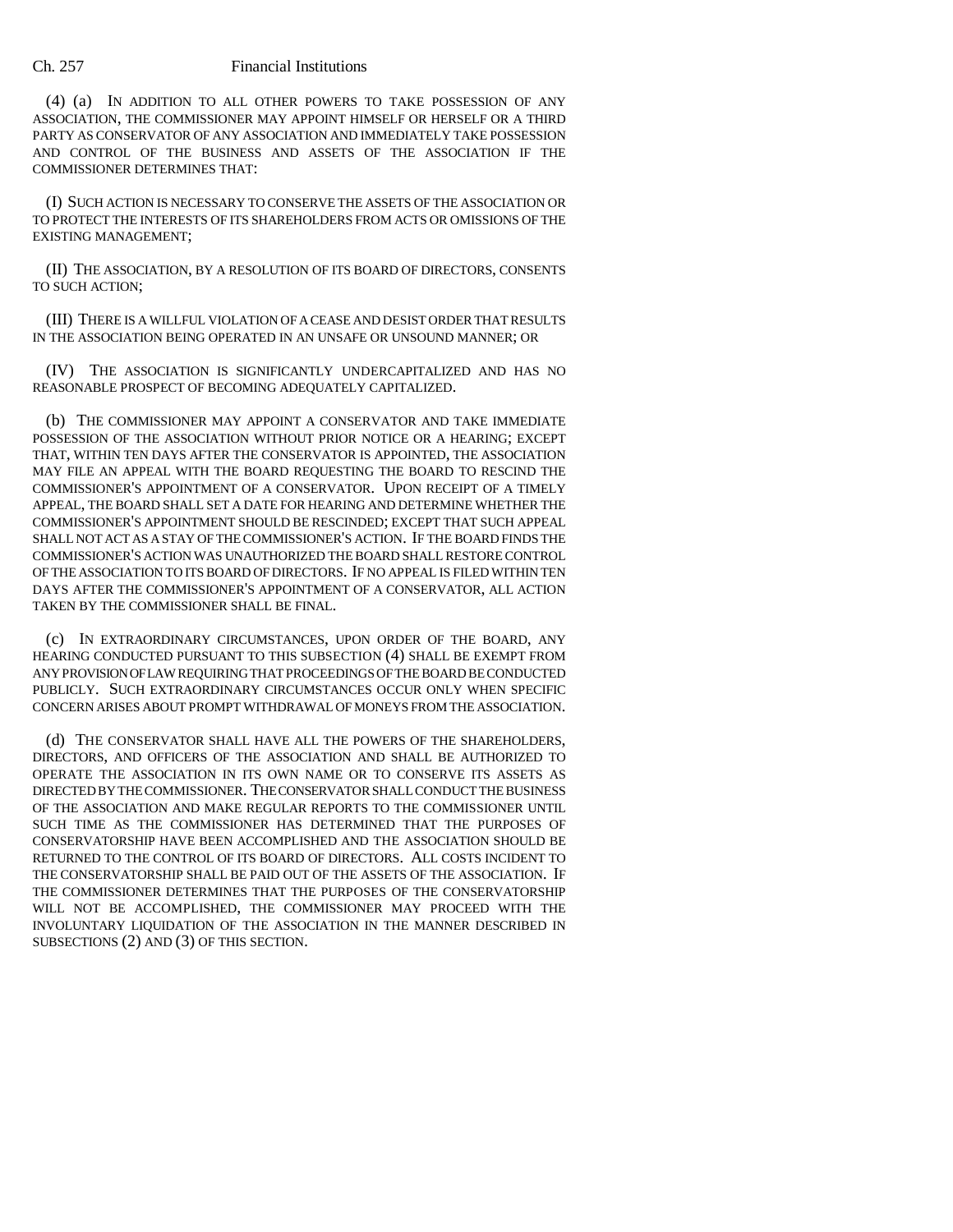(4) (a) IN ADDITION TO ALL OTHER POWERS TO TAKE POSSESSION OF ANY ASSOCIATION, THE COMMISSIONER MAY APPOINT HIMSELF OR HERSELF OR A THIRD PARTY AS CONSERVATOR OF ANY ASSOCIATION AND IMMEDIATELY TAKE POSSESSION AND CONTROL OF THE BUSINESS AND ASSETS OF THE ASSOCIATION IF THE COMMISSIONER DETERMINES THAT:

(I) SUCH ACTION IS NECESSARY TO CONSERVE THE ASSETS OF THE ASSOCIATION OR TO PROTECT THE INTERESTS OF ITS SHAREHOLDERS FROM ACTS OR OMISSIONS OF THE EXISTING MANAGEMENT;

(II) THE ASSOCIATION, BY A RESOLUTION OF ITS BOARD OF DIRECTORS, CONSENTS TO SUCH ACTION;

(III) THERE IS A WILLFUL VIOLATION OF A CEASE AND DESIST ORDER THAT RESULTS IN THE ASSOCIATION BEING OPERATED IN AN UNSAFE OR UNSOUND MANNER; OR

(IV) THE ASSOCIATION IS SIGNIFICANTLY UNDERCAPITALIZED AND HAS NO REASONABLE PROSPECT OF BECOMING ADEQUATELY CAPITALIZED.

(b) THE COMMISSIONER MAY APPOINT A CONSERVATOR AND TAKE IMMEDIATE POSSESSION OF THE ASSOCIATION WITHOUT PRIOR NOTICE OR A HEARING; EXCEPT THAT, WITHIN TEN DAYS AFTER THE CONSERVATOR IS APPOINTED, THE ASSOCIATION MAY FILE AN APPEAL WITH THE BOARD REQUESTING THE BOARD TO RESCIND THE COMMISSIONER'S APPOINTMENT OF A CONSERVATOR. UPON RECEIPT OF A TIMELY APPEAL, THE BOARD SHALL SET A DATE FOR HEARING AND DETERMINE WHETHER THE COMMISSIONER'S APPOINTMENT SHOULD BE RESCINDED; EXCEPT THAT SUCH APPEAL SHALL NOT ACT AS A STAY OF THE COMMISSIONER'S ACTION. IF THE BOARD FINDS THE COMMISSIONER'S ACTION WAS UNAUTHORIZED THE BOARD SHALL RESTORE CONTROL OF THE ASSOCIATION TO ITS BOARD OF DIRECTORS. IF NO APPEAL IS FILED WITHIN TEN DAYS AFTER THE COMMISSIONER'S APPOINTMENT OF A CONSERVATOR, ALL ACTION TAKEN BY THE COMMISSIONER SHALL BE FINAL.

(c) IN EXTRAORDINARY CIRCUMSTANCES, UPON ORDER OF THE BOARD, ANY HEARING CONDUCTED PURSUANT TO THIS SUBSECTION (4) SHALL BE EXEMPT FROM ANY PROVISION OF LAW REQUIRING THAT PROCEEDINGS OF THE BOARD BE CONDUCTED PUBLICLY. SUCH EXTRAORDINARY CIRCUMSTANCES OCCUR ONLY WHEN SPECIFIC CONCERN ARISES ABOUT PROMPT WITHDRAWAL OF MONEYS FROM THE ASSOCIATION.

(d) THE CONSERVATOR SHALL HAVE ALL THE POWERS OF THE SHAREHOLDERS, DIRECTORS, AND OFFICERS OF THE ASSOCIATION AND SHALL BE AUTHORIZED TO OPERATE THE ASSOCIATION IN ITS OWN NAME OR TO CONSERVE ITS ASSETS AS DIRECTED BY THE COMMISSIONER. THE CONSERVATOR SHALL CONDUCT THE BUSINESS OF THE ASSOCIATION AND MAKE REGULAR REPORTS TO THE COMMISSIONER UNTIL SUCH TIME AS THE COMMISSIONER HAS DETERMINED THAT THE PURPOSES OF CONSERVATORSHIP HAVE BEEN ACCOMPLISHED AND THE ASSOCIATION SHOULD BE RETURNED TO THE CONTROL OF ITS BOARD OF DIRECTORS. ALL COSTS INCIDENT TO THE CONSERVATORSHIP SHALL BE PAID OUT OF THE ASSETS OF THE ASSOCIATION. IF THE COMMISSIONER DETERMINES THAT THE PURPOSES OF THE CONSERVATORSHIP WILL NOT BE ACCOMPLISHED, THE COMMISSIONER MAY PROCEED WITH THE INVOLUNTARY LIQUIDATION OF THE ASSOCIATION IN THE MANNER DESCRIBED IN SUBSECTIONS (2) AND (3) OF THIS SECTION.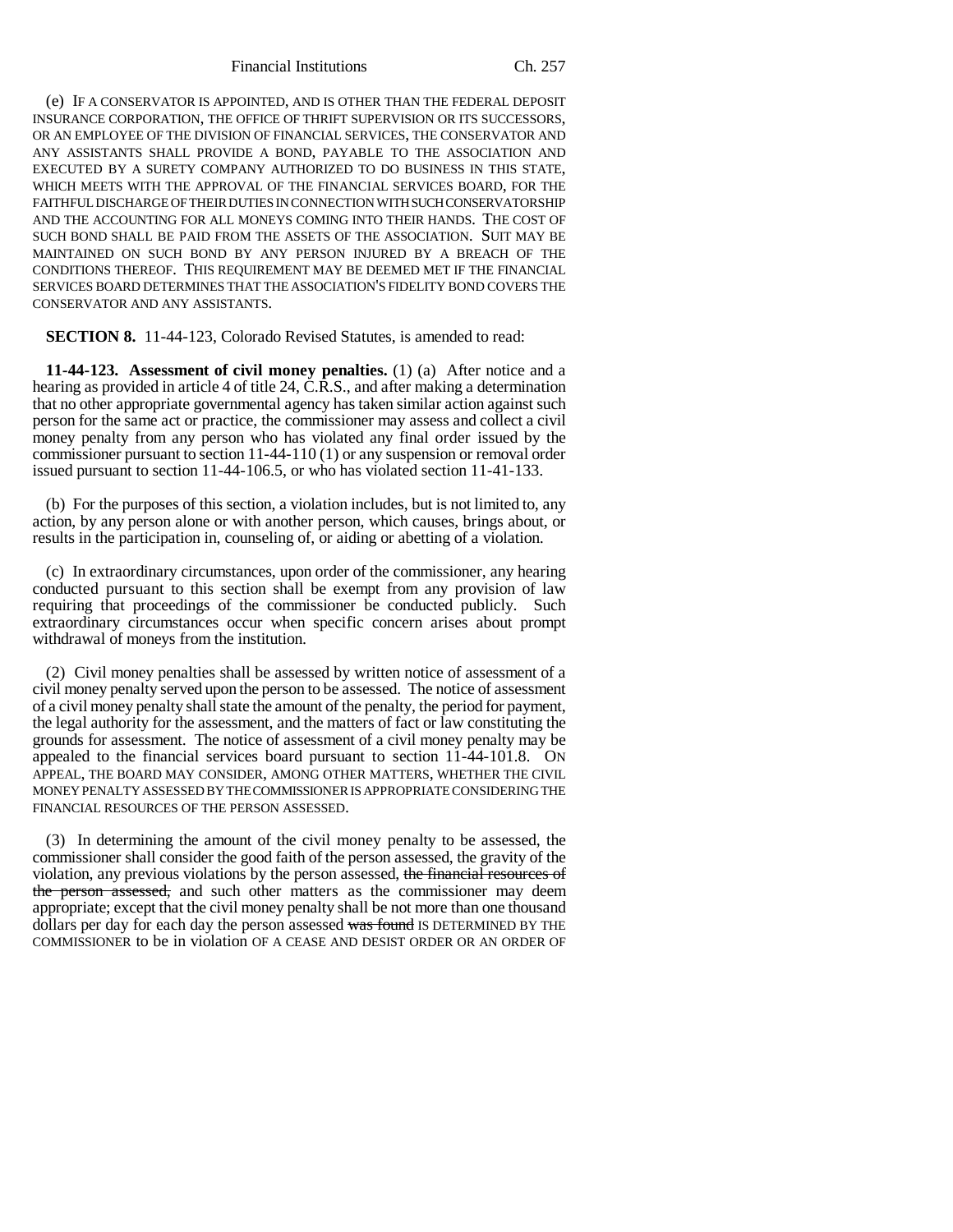(e) IF A CONSERVATOR IS APPOINTED, AND IS OTHER THAN THE FEDERAL DEPOSIT INSURANCE CORPORATION, THE OFFICE OF THRIFT SUPERVISION OR ITS SUCCESSORS, OR AN EMPLOYEE OF THE DIVISION OF FINANCIAL SERVICES, THE CONSERVATOR AND ANY ASSISTANTS SHALL PROVIDE A BOND, PAYABLE TO THE ASSOCIATION AND EXECUTED BY A SURETY COMPANY AUTHORIZED TO DO BUSINESS IN THIS STATE, WHICH MEETS WITH THE APPROVAL OF THE FINANCIAL SERVICES BOARD, FOR THE FAITHFUL DISCHARGE OF THEIR DUTIES IN CONNECTION WITH SUCH CONSERVATORSHIP AND THE ACCOUNTING FOR ALL MONEYS COMING INTO THEIR HANDS. THE COST OF SUCH BOND SHALL BE PAID FROM THE ASSETS OF THE ASSOCIATION. SUIT MAY BE MAINTAINED ON SUCH BOND BY ANY PERSON INJURED BY A BREACH OF THE CONDITIONS THEREOF. THIS REQUIREMENT MAY BE DEEMED MET IF THE FINANCIAL SERVICES BOARD DETERMINES THAT THE ASSOCIATION'S FIDELITY BOND COVERS THE CONSERVATOR AND ANY ASSISTANTS.

**SECTION 8.** 11-44-123, Colorado Revised Statutes, is amended to read:

**11-44-123. Assessment of civil money penalties.** (1) (a) After notice and a hearing as provided in article 4 of title 24, C.R.S., and after making a determination that no other appropriate governmental agency has taken similar action against such person for the same act or practice, the commissioner may assess and collect a civil money penalty from any person who has violated any final order issued by the commissioner pursuant to section 11-44-110 (1) or any suspension or removal order issued pursuant to section 11-44-106.5, or who has violated section 11-41-133.

(b) For the purposes of this section, a violation includes, but is not limited to, any action, by any person alone or with another person, which causes, brings about, or results in the participation in, counseling of, or aiding or abetting of a violation.

(c) In extraordinary circumstances, upon order of the commissioner, any hearing conducted pursuant to this section shall be exempt from any provision of law requiring that proceedings of the commissioner be conducted publicly. Such extraordinary circumstances occur when specific concern arises about prompt withdrawal of moneys from the institution.

(2) Civil money penalties shall be assessed by written notice of assessment of a civil money penalty served upon the person to be assessed. The notice of assessment of a civil money penalty shall state the amount of the penalty, the period for payment, the legal authority for the assessment, and the matters of fact or law constituting the grounds for assessment. The notice of assessment of a civil money penalty may be appealed to the financial services board pursuant to section 11-44-101.8. ON APPEAL, THE BOARD MAY CONSIDER, AMONG OTHER MATTERS, WHETHER THE CIVIL MONEY PENALTY ASSESSED BY THE COMMISSIONER IS APPROPRIATE CONSIDERING THE FINANCIAL RESOURCES OF THE PERSON ASSESSED.

(3) In determining the amount of the civil money penalty to be assessed, the commissioner shall consider the good faith of the person assessed, the gravity of the violation, any previous violations by the person assessed, ~~the financial resources of the person assessed,~~ and such other matters as the commissioner may deem appropriate; except that the civil money penalty shall be not more than one thousand dollars per day for each day the person assessed ~~was found~~ IS DETERMINED BY THE COMMISSIONER to be in violation OF A CEASE AND DESIST ORDER OR AN ORDER OF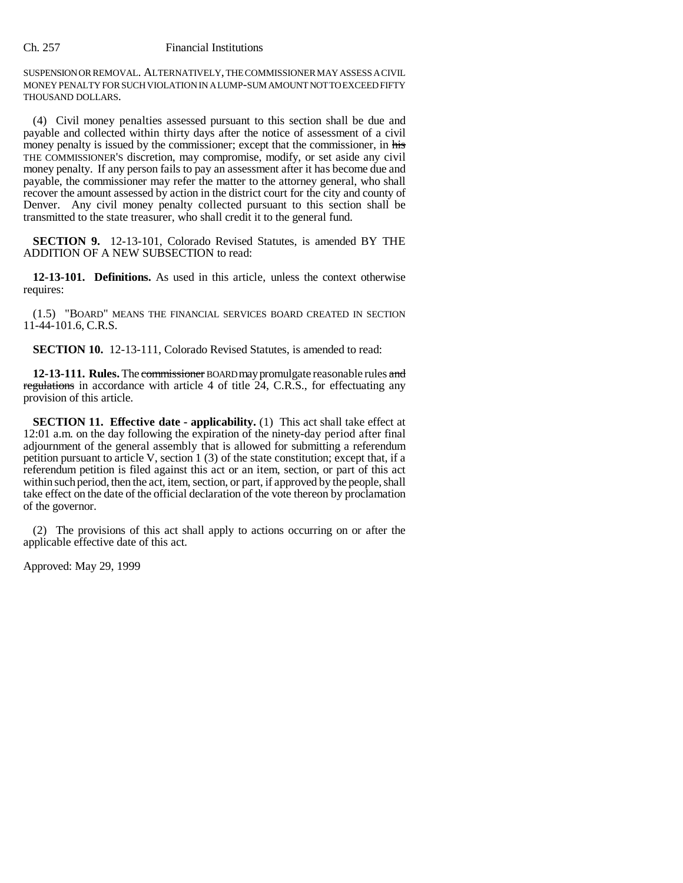SUSPENSION OR REMOVAL. ALTERNATIVELY, THE COMMISSIONER MAY ASSESS A CIVIL MONEY PENALTY FOR SUCH VIOLATION IN A LUMP-SUM AMOUNT NOT TO EXCEED FIFTY THOUSAND DOLLARS.

(4) Civil money penalties assessed pursuant to this section shall be due and payable and collected within thirty days after the notice of assessment of a civil money penalty is issued by the commissioner; except that the commissioner, in ~~his~~ THE COMMISSIONER'S discretion, may compromise, modify, or set aside any civil money penalty. If any person fails to pay an assessment after it has become due and payable, the commissioner may refer the matter to the attorney general, who shall recover the amount assessed by action in the district court for the city and county of Denver. Any civil money penalty collected pursuant to this section shall be transmitted to the state treasurer, who shall credit it to the general fund.

**SECTION 9.** 12-13-101, Colorado Revised Statutes, is amended BY THE ADDITION OF A NEW SUBSECTION to read:

**12-13-101. Definitions.** As used in this article, unless the context otherwise requires:

(1.5) "BOARD" MEANS THE FINANCIAL SERVICES BOARD CREATED IN SECTION 11-44-101.6, C.R.S.

**SECTION 10.** 12-13-111, Colorado Revised Statutes, is amended to read:

**12-13-111. Rules.** The ~~commissioner~~ BOARD may promulgate reasonable rules ~~and regulations~~ in accordance with article 4 of title 24, C.R.S., for effectuating any provision of this article.

**SECTION 11. Effective date - applicability.** (1) This act shall take effect at 12:01 a.m. on the day following the expiration of the ninety-day period after final adjournment of the general assembly that is allowed for submitting a referendum petition pursuant to article V, section 1 (3) of the state constitution; except that, if a referendum petition is filed against this act or an item, section, or part of this act within such period, then the act, item, section, or part, if approved by the people, shall take effect on the date of the official declaration of the vote thereon by proclamation of the governor.

(2) The provisions of this act shall apply to actions occurring on or after the applicable effective date of this act.

Approved: May 29, 1999